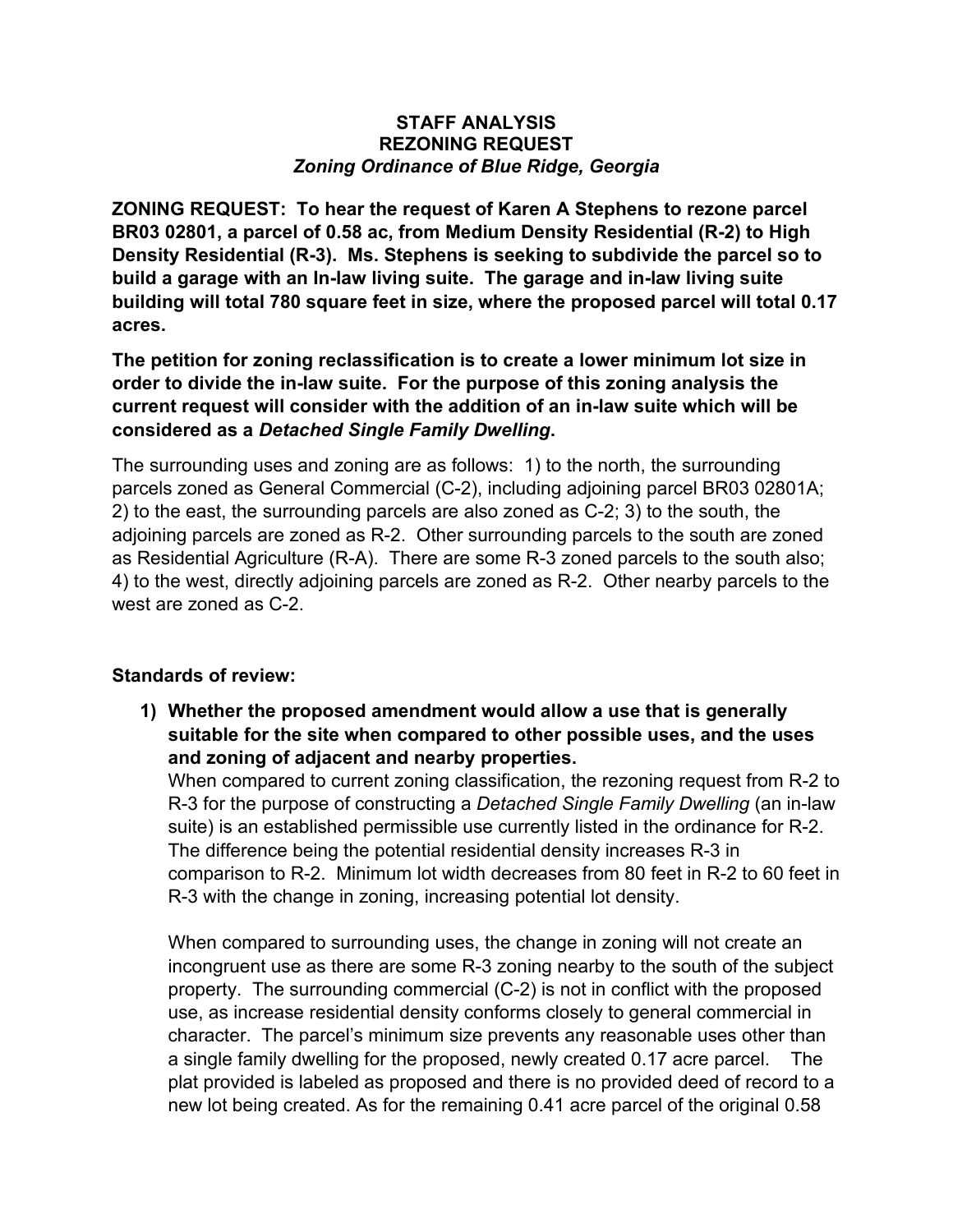**STAFF ANALYSIS**
**REZONING REQUEST**
***Zoning Ordinance of Blue Ridge, Georgia***

**ZONING REQUEST: To hear the request of Karen A Stephens to rezone parcel BR03 02801, a parcel of 0.58 ac, from Medium Density Residential (R-2) to High Density Residential (R-3). Ms. Stephens is seeking to subdivide the parcel so to build a garage with an In-law living suite. The garage and in-law living suite building will total 780 square feet in size, where the proposed parcel will total 0.17 acres.**

**The petition for zoning reclassification is to create a lower minimum lot size in order to divide the in-law suite. For the purpose of this zoning analysis the current request will consider with the addition of an in-law suite which will be considered as a *Detached Single Family Dwelling*.**

The surrounding uses and zoning are as follows: 1) to the north, the surrounding parcels zoned as General Commercial (C-2), including adjoining parcel BR03 02801A; 2) to the east, the surrounding parcels are also zoned as C-2; 3) to the south, the adjoining parcels are zoned as R-2. Other surrounding parcels to the south are zoned as Residential Agriculture (R-A). There are some R-3 zoned parcels to the south also; 4) to the west, directly adjoining parcels are zoned as R-2. Other nearby parcels to the west are zoned as C-2.

**Standards of review:**

1) **Whether the proposed amendment would allow a use that is generally suitable for the site when compared to other possible uses, and the uses and zoning of adjacent and nearby properties.**
   When compared to current zoning classification, the rezoning request from R-2 to R-3 for the purpose of constructing a *Detached Single Family Dwelling* (an in-law suite) is an established permissible use currently listed in the ordinance for R-2. The difference being the potential residential density increases R-3 in comparison to R-2. Minimum lot width decreases from 80 feet in R-2 to 60 feet in R-3 with the change in zoning, increasing potential lot density.

   When compared to surrounding uses, the change in zoning will not create an incongruent use as there are some R-3 zoning nearby to the south of the subject property. The surrounding commercial (C-2) is not in conflict with the proposed use, as increase residential density conforms closely to general commercial in character. The parcel's minimum size prevents any reasonable uses other than a single family dwelling for the proposed, newly created 0.17 acre parcel. The plat provided is labeled as proposed and there is no provided deed of record to a new lot being created. As for the remaining 0.41 acre parcel of the original 0.58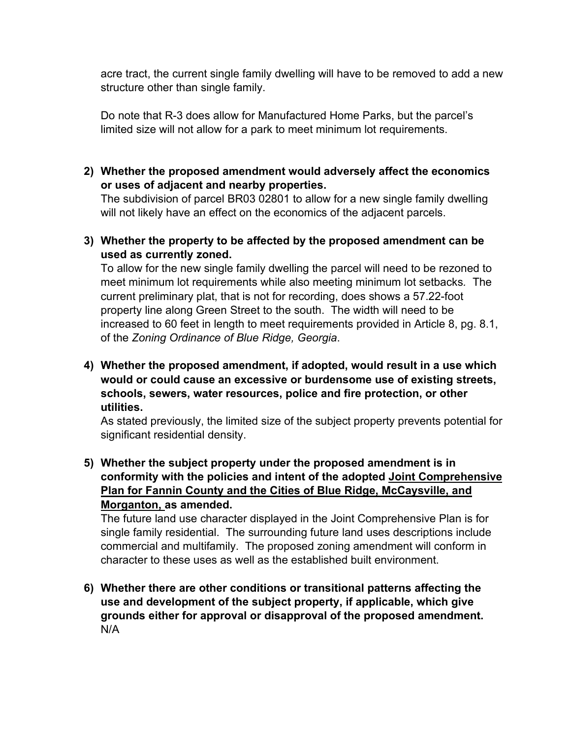acre tract, the current single family dwelling will have to be removed to add a new structure other than single family.

Do note that R-3 does allow for Manufactured Home Parks, but the parcel's limited size will not allow for a park to meet minimum lot requirements.

2) **Whether the proposed amendment would adversely affect the economics or uses of adjacent and nearby properties.**
   The subdivision of parcel BR03 02801 to allow for a new single family dwelling will not likely have an effect on the economics of the adjacent parcels.

3) **Whether the property to be affected by the proposed amendment can be used as currently zoned.**
   To allow for the new single family dwelling the parcel will need to be rezoned to meet minimum lot requirements while also meeting minimum lot setbacks. The current preliminary plat, that is not for recording, does shows a 57.22-foot property line along Green Street to the south. The width will need to be increased to 60 feet in length to meet requirements provided in Article 8, pg. 8.1, of the *Zoning Ordinance of Blue Ridge, Georgia*.

4) **Whether the proposed amendment, if adopted, would result in a use which would or could cause an excessive or burdensome use of existing streets, schools, sewers, water resources, police and fire protection, or other utilities.**
   As stated previously, the limited size of the subject property prevents potential for significant residential density.

5) **Whether the subject property under the proposed amendment is in conformity with the policies and intent of the adopted <u>Joint Comprehensive Plan for Fannin County and the Cities of Blue Ridge, McCaysville, and Morganton,</u> as amended.**
   The future land use character displayed in the Joint Comprehensive Plan is for single family residential. The surrounding future land uses descriptions include commercial and multifamily. The proposed zoning amendment will conform in character to these uses as well as the established built environment.

6) **Whether there are other conditions or transitional patterns affecting the use and development of the subject property, if applicable, which give grounds either for approval or disapproval of the proposed amendment.**
   N/A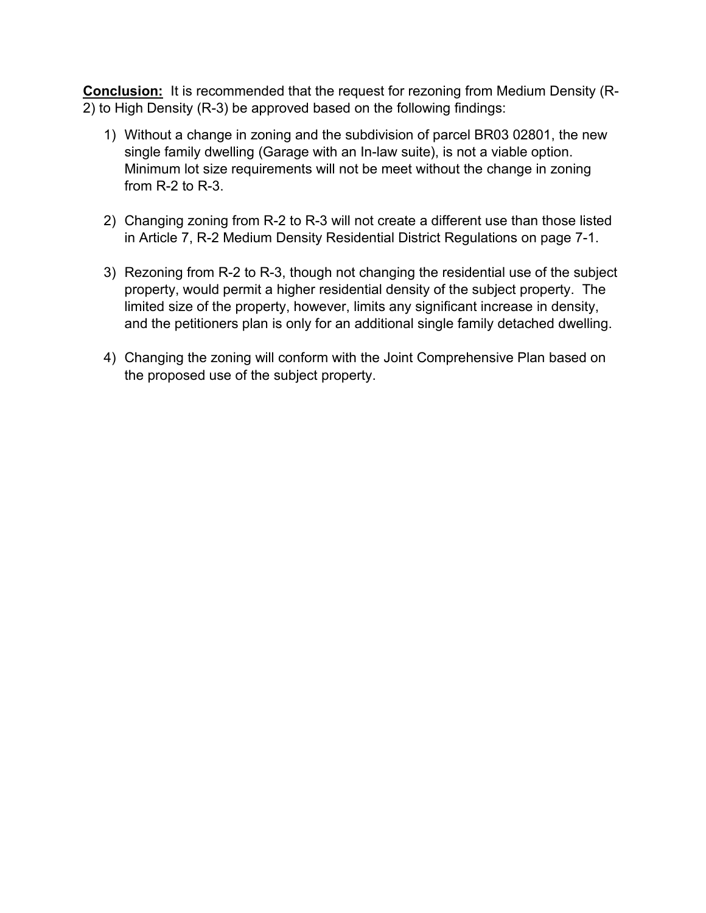**Conclusion:** It is recommended that the request for rezoning from Medium Density (R-2) to High Density (R-3) be approved based on the following findings:

1) Without a change in zoning and the subdivision of parcel BR03 02801, the new single family dwelling (Garage with an In-law suite), is not a viable option. Minimum lot size requirements will not be meet without the change in zoning from R-2 to R-3.

2) Changing zoning from R-2 to R-3 will not create a different use than those listed in Article 7, R-2 Medium Density Residential District Regulations on page 7-1.

3) Rezoning from R-2 to R-3, though not changing the residential use of the subject property, would permit a higher residential density of the subject property. The limited size of the property, however, limits any significant increase in density, and the petitioners plan is only for an additional single family detached dwelling.

4) Changing the zoning will conform with the Joint Comprehensive Plan based on the proposed use of the subject property.